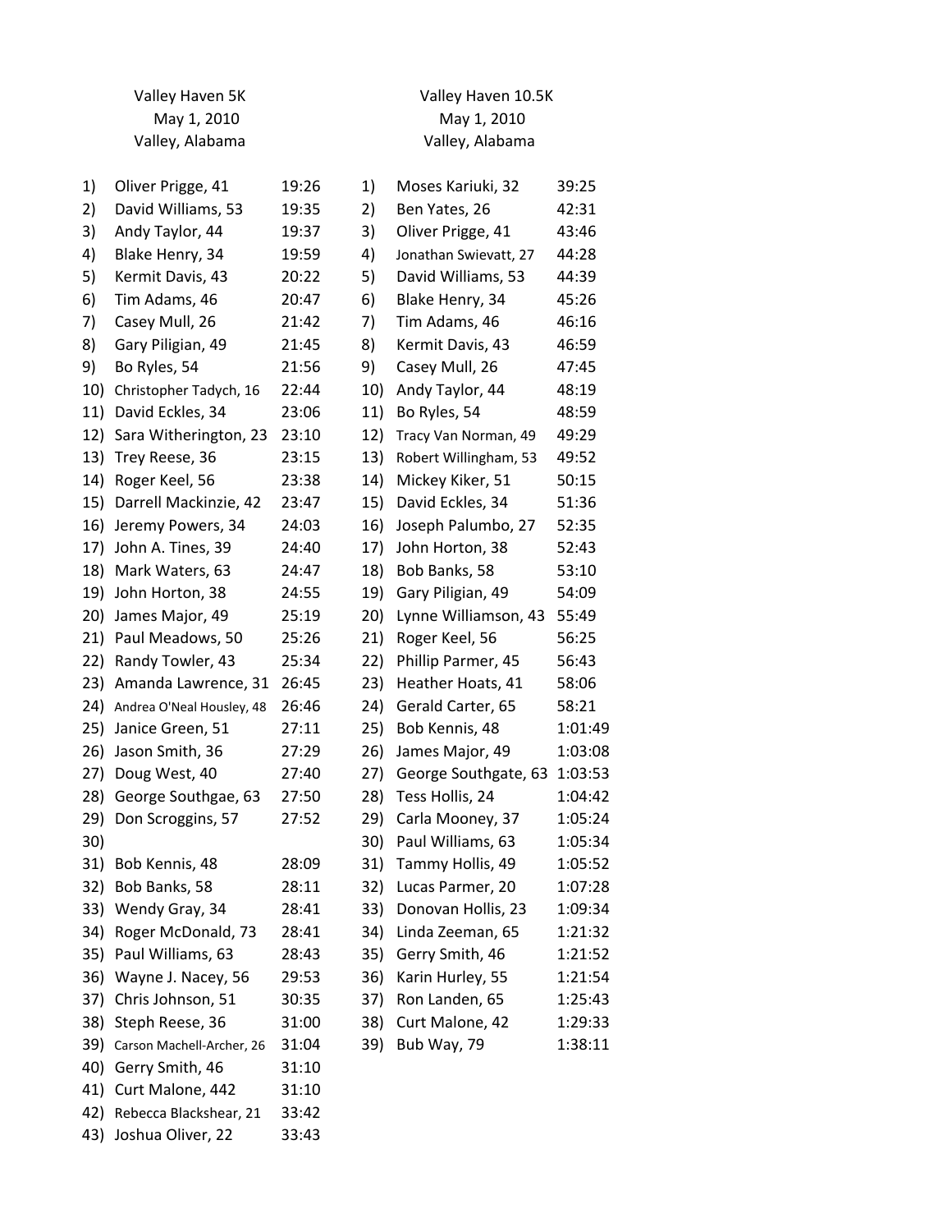## Valley Haven 5K
May 1, 2010
Valley, Alabama

| Place | Name, Age | Time |
|---|---|---|
| 1) | Oliver Prigge, 41 | 19:26 |
| 2) | David Williams, 53 | 19:35 |
| 3) | Andy Taylor, 44 | 19:37 |
| 4) | Blake Henry, 34 | 19:59 |
| 5) | Kermit Davis, 43 | 20:22 |
| 6) | Tim Adams, 46 | 20:47 |
| 7) | Casey Mull, 26 | 21:42 |
| 8) | Gary Piligian, 49 | 21:45 |
| 9) | Bo Ryles, 54 | 21:56 |
| 10) | Christopher Tadych, 16 | 22:44 |
| 11) | David Eckles, 34 | 23:06 |
| 12) | Sara Witherington, 23 | 23:10 |
| 13) | Trey Reese, 36 | 23:15 |
| 14) | Roger Keel, 56 | 23:38 |
| 15) | Darrell Mackinzie, 42 | 23:47 |
| 16) | Jeremy Powers, 34 | 24:03 |
| 17) | John A. Tines, 39 | 24:40 |
| 18) | Mark Waters, 63 | 24:47 |
| 19) | John Horton, 38 | 24:55 |
| 20) | James Major, 49 | 25:19 |
| 21) | Paul Meadows, 50 | 25:26 |
| 22) | Randy Towler, 43 | 25:34 |
| 23) | Amanda Lawrence, 31 | 26:45 |
| 24) | Andrea O'Neal Housley, 48 | 26:46 |
| 25) | Janice Green, 51 | 27:11 |
| 26) | Jason Smith, 36 | 27:29 |
| 27) | Doug West, 40 | 27:40 |
| 28) | George Southgae, 63 | 27:50 |
| 29) | Don Scroggins, 57 | 27:52 |
| 30) | | |
| 31) | Bob Kennis, 48 | 28:09 |
| 32) | Bob Banks, 58 | 28:11 |
| 33) | Wendy Gray, 34 | 28:41 |
| 34) | Roger McDonald, 73 | 28:41 |
| 35) | Paul Williams, 63 | 28:43 |
| 36) | Wayne J. Nacey, 56 | 29:53 |
| 37) | Chris Johnson, 51 | 30:35 |
| 38) | Steph Reese, 36 | 31:00 |
| 39) | Carson Machell-Archer, 26 | 31:04 |
| 40) | Gerry Smith, 46 | 31:10 |
| 41) | Curt Malone, 442 | 31:10 |
| 42) | Rebecca Blackshear, 21 | 33:42 |
| 43) | Joshua Oliver, 22 | 33:43 |

## Valley Haven 10.5K
May 1, 2010
Valley, Alabama

| Place | Name, Age | Time |
|---|---|---|
| 1) | Moses Kariuki, 32 | 39:25 |
| 2) | Ben Yates, 26 | 42:31 |
| 3) | Oliver Prigge, 41 | 43:46 |
| 4) | Jonathan Swievatt, 27 | 44:28 |
| 5) | David Williams, 53 | 44:39 |
| 6) | Blake Henry, 34 | 45:26 |
| 7) | Tim Adams, 46 | 46:16 |
| 8) | Kermit Davis, 43 | 46:59 |
| 9) | Casey Mull, 26 | 47:45 |
| 10) | Andy Taylor, 44 | 48:19 |
| 11) | Bo Ryles, 54 | 48:59 |
| 12) | Tracy Van Norman, 49 | 49:29 |
| 13) | Robert Willingham, 53 | 49:52 |
| 14) | Mickey Kiker, 51 | 50:15 |
| 15) | David Eckles, 34 | 51:36 |
| 16) | Joseph Palumbo, 27 | 52:35 |
| 17) | John Horton, 38 | 52:43 |
| 18) | Bob Banks, 58 | 53:10 |
| 19) | Gary Piligian, 49 | 54:09 |
| 20) | Lynne Williamson, 43 | 55:49 |
| 21) | Roger Keel, 56 | 56:25 |
| 22) | Phillip Parmer, 45 | 56:43 |
| 23) | Heather Hoats, 41 | 58:06 |
| 24) | Gerald Carter, 65 | 58:21 |
| 25) | Bob Kennis, 48 | 1:01:49 |
| 26) | James Major, 49 | 1:03:08 |
| 27) | George Southgate, 63 | 1:03:53 |
| 28) | Tess Hollis, 24 | 1:04:42 |
| 29) | Carla Mooney, 37 | 1:05:24 |
| 30) | Paul Williams, 63 | 1:05:34 |
| 31) | Tammy Hollis, 49 | 1:05:52 |
| 32) | Lucas Parmer, 20 | 1:07:28 |
| 33) | Donovan Hollis, 23 | 1:09:34 |
| 34) | Linda Zeeman, 65 | 1:21:32 |
| 35) | Gerry Smith, 46 | 1:21:52 |
| 36) | Karin Hurley, 55 | 1:21:54 |
| 37) | Ron Landen, 65 | 1:25:43 |
| 38) | Curt Malone, 42 | 1:29:33 |
| 39) | Bub Way, 79 | 1:38:11 |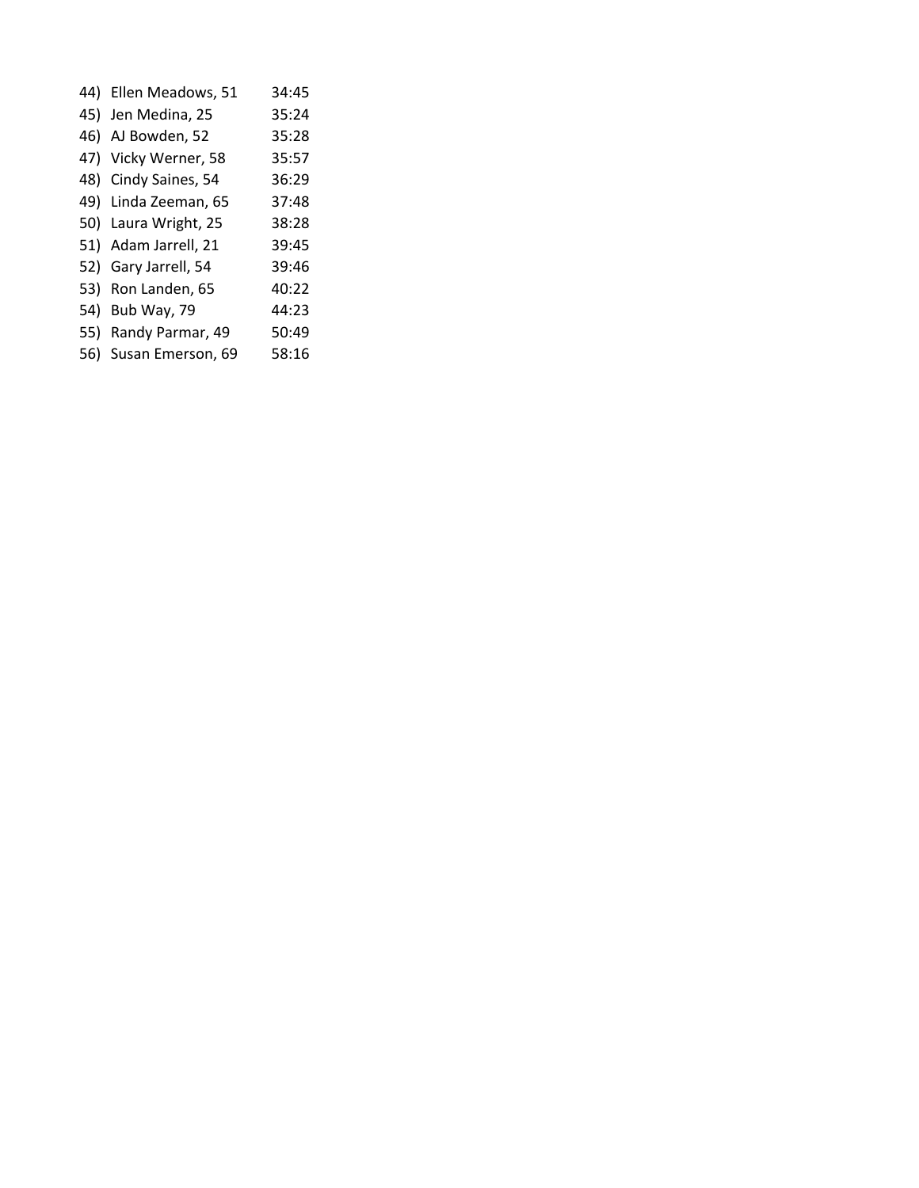| | | |
|---|---|---|
| 44) | Ellen Meadows, 51 | 34:45 |
| 45) | Jen Medina, 25 | 35:24 |
| 46) | AJ Bowden, 52 | 35:28 |
| 47) | Vicky Werner, 58 | 35:57 |
| 48) | Cindy Saines, 54 | 36:29 |
| 49) | Linda Zeeman, 65 | 37:48 |
| 50) | Laura Wright, 25 | 38:28 |
| 51) | Adam Jarrell, 21 | 39:45 |
| 52) | Gary Jarrell, 54 | 39:46 |
| 53) | Ron Landen, 65 | 40:22 |
| 54) | Bub Way, 79 | 44:23 |
| 55) | Randy Parmar, 49 | 50:49 |
| 56) | Susan Emerson, 69 | 58:16 |